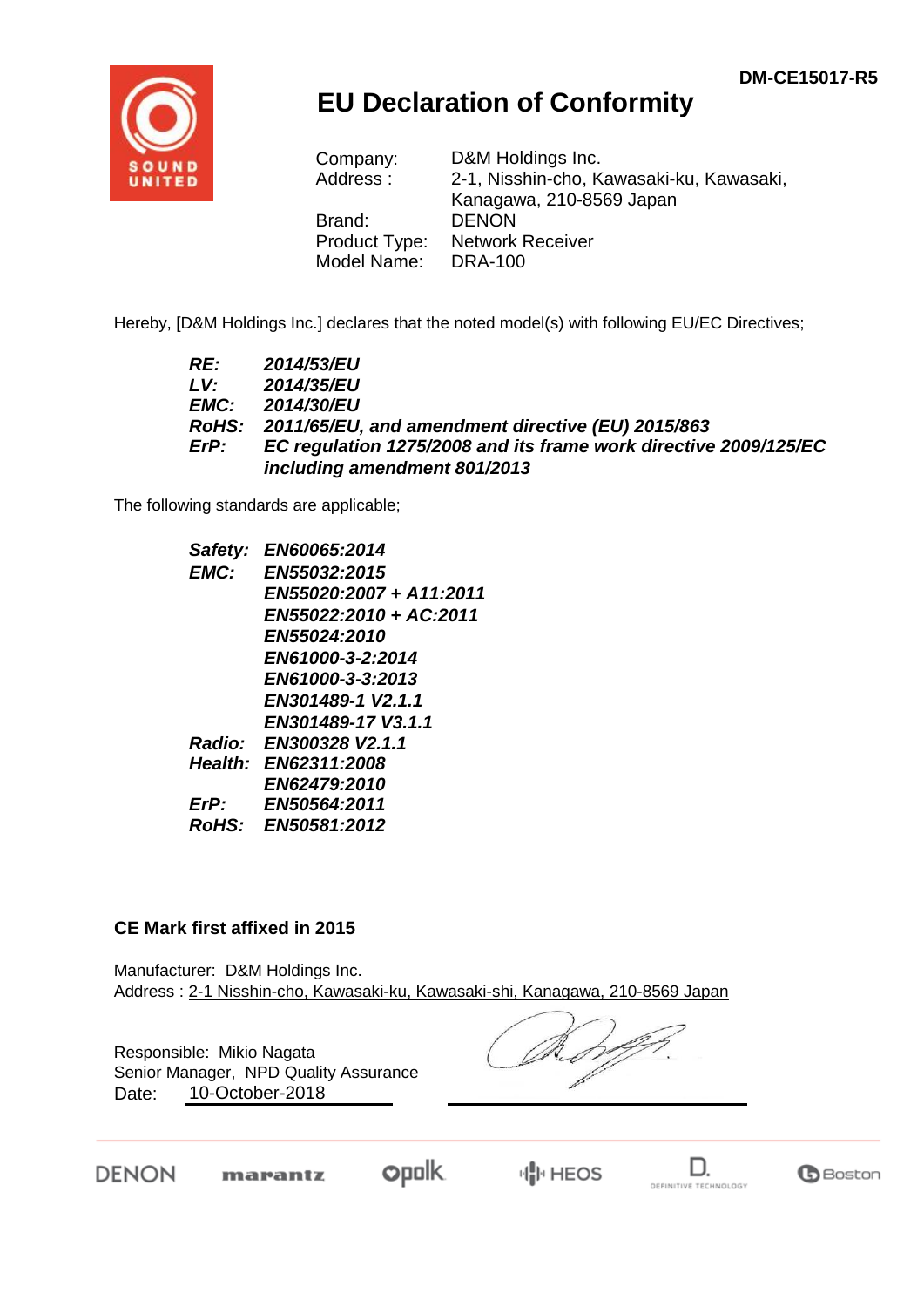DM-CE15017-R5

# EU Declaration of Conformity

Company: D&M Holdings Inc.
Address : 2-1, Nisshin-cho, Kawasaki-ku, Kawasaki, Kanagawa, 210-8569 Japan
Brand: DENON
Product Type: Network Receiver
Model Name: DRA-100

Hereby, [D&M Holdings Inc.] declares that the noted model(s) with following EU/EC Directives;

***RE:*** ***2014/53/EU***
***LV:*** ***2014/35/EU***
***EMC:*** ***2014/30/EU***
***RoHS:*** ***2011/65/EU, and amendment directive (EU) 2015/863***
***ErP:*** ***EC regulation 1275/2008 and its frame work directive 2009/125/EC including amendment 801/2013***

The following standards are applicable;

***Safety:*** ***EN60065:2014***
***EMC:*** ***EN55032:2015***
***EN55020:2007 + A11:2011***
***EN55022:2010 + AC:2011***
***EN55024:2010***
***EN61000-3-2:2014***
***EN61000-3-3:2013***
***EN301489-1 V2.1.1***
***EN301489-17 V3.1.1***
***Radio:*** ***EN300328 V2.1.1***
***Health:*** ***EN62311:2008***
***EN62479:2010***
***ErP:*** ***EN50564:2011***
***RoHS:*** ***EN50581:2012***

**CE Mark first affixed in 2015**

Manufacturer: D&M Holdings Inc.
Address : 2-1 Nisshin-cho, Kawasaki-ku, Kawasaki-shi, Kanagawa, 210-8569 Japan

Responsible: Mikio Nagata
Senior Manager, NPD Quality Assurance
Date: 10-October-2018

DENON marantz polk HEOS DEFINITIVE TECHNOLOGY Boston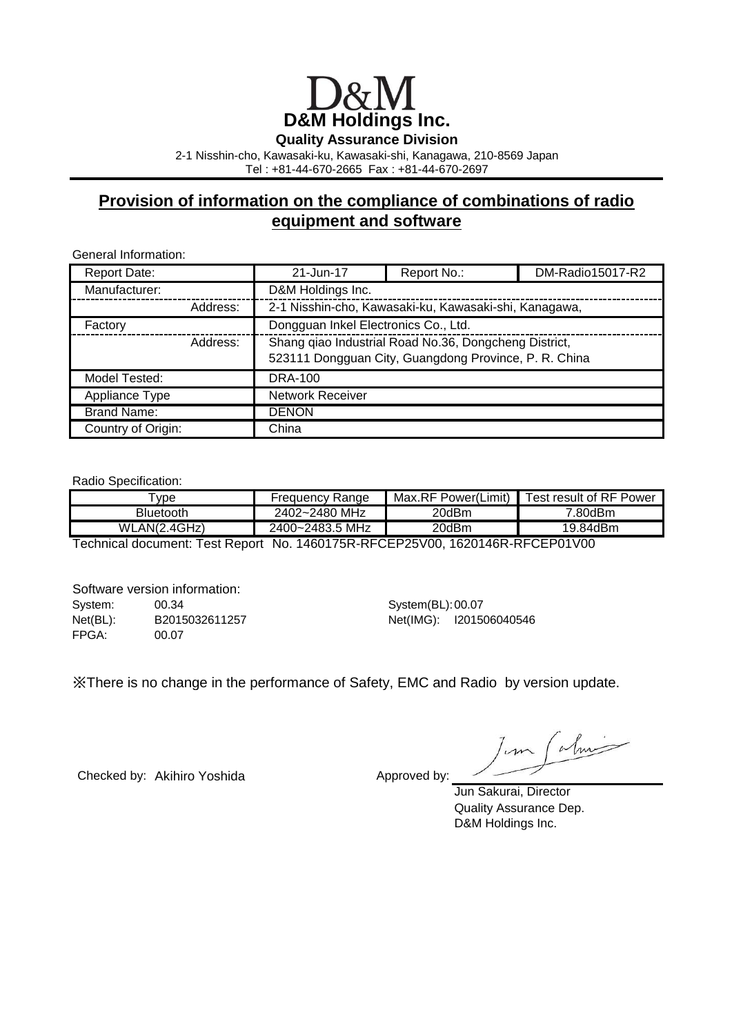**D&M Holdings Inc.**

**Quality Assurance Division**

2-1 Nisshin-cho, Kawasaki-ku, Kawasaki-shi, Kanagawa, 210-8569 Japan
Tel : +81-44-670-2665 Fax : +81-44-670-2697

## Provision of information on the compliance of combinations of radio equipment and software

General Information:

| | | | |
|---|---|---|---|
| Report Date: | 21-Jun-17 | Report No.: | DM-Radio15017-R2 |
| Manufacturer: | D&M Holdings Inc. | | |
| Address: | 2-1 Nisshin-cho, Kawasaki-ku, Kawasaki-shi, Kanagawa, | | |
| Factory | Dongguan Inkel Electronics Co., Ltd. | | |
| Address: | Shang qiao Industrial Road No.36, Dongcheng District, 523111 Dongguan City, Guangdong Province, P. R. China | | |
| Model Tested: | DRA-100 | | |
| Appliance Type | Network Receiver | | |
| Brand Name: | DENON | | |
| Country of Origin: | China | | |

Radio Specification:

| Type | Frequency Range | Max.RF Power(Limit) | Test result of RF Power |
|---|---|---|---|
| Bluetooth | 2402~2480 MHz | 20dBm | 7.80dBm |
| WLAN(2.4GHz) | 2400~2483.5 MHz | 20dBm | 19.84dBm |

Technical document: Test Report No. 1460175R-RFCEP25V00, 1620146R-RFCEP01V00

Software version information:

| | | | |
|---|---|---|---|
| System: | 00.34 | System(BL): | 00.07 |
| Net(BL): | B2015032611257 | Net(IMG): | I201506040546 |
| FPGA: | 00.07 | | |

※There is no change in the performance of Safety, EMC and Radio by version update.

Checked by: Akihiro Yoshida

Approved by:

Jun Sakurai, Director
Quality Assurance Dep.
D&M Holdings Inc.